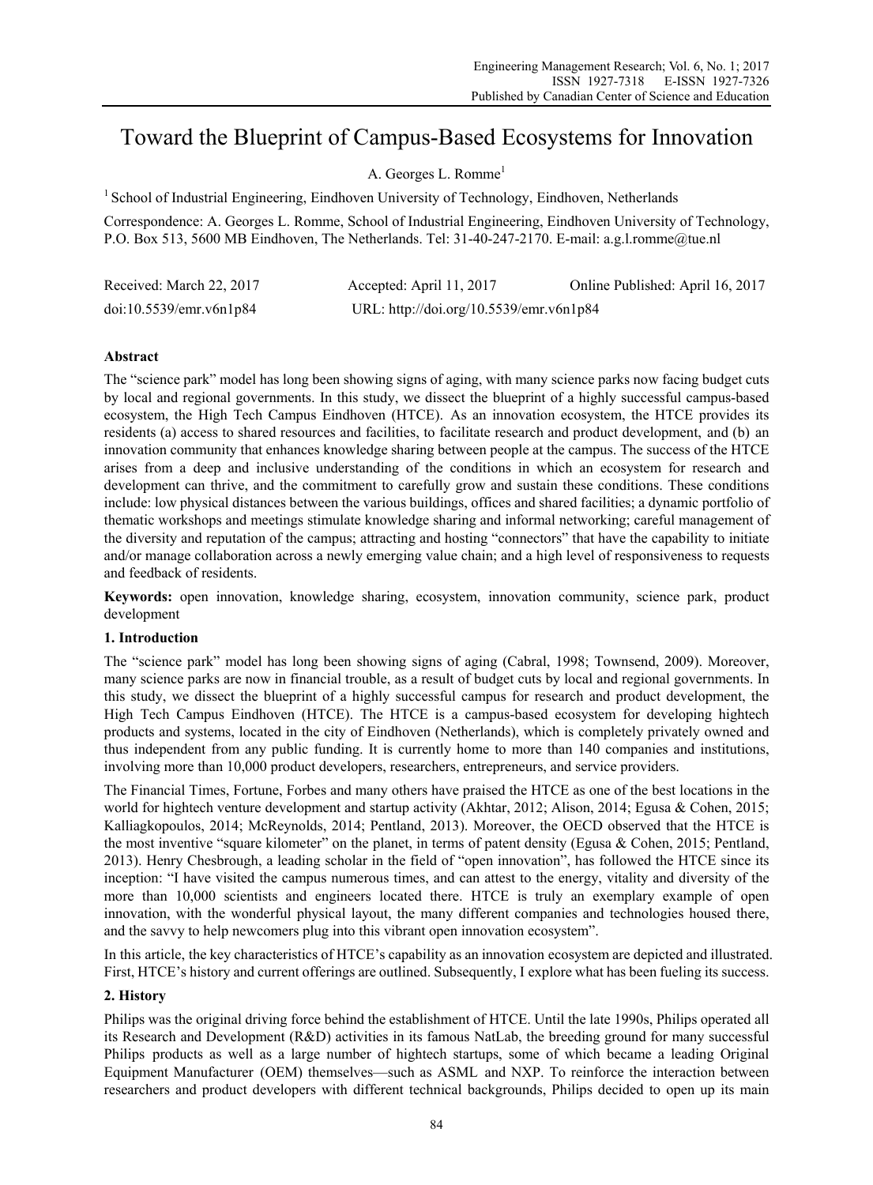# Toward the Blueprint of Campus-Based Ecosystems for Innovation

A. Georges L. Romme[1]

[1] School of Industrial Engineering, Eindhoven University of Technology, Eindhoven, Netherlands

Correspondence: A. Georges L. Romme, School of Industrial Engineering, Eindhoven University of Technology, P.O. Box 513, 5600 MB Eindhoven, The Netherlands. Tel: 31-40-247-2170. E-mail: a.g.l.romme@tue.nl

Received: March 22, 2017    Accepted: April 11, 2017    Online Published: April 16, 2017

doi:10.5539/emr.v6n1p84    URL: http://doi.org/10.5539/emr.v6n1p84

## Abstract

The "science park" model has long been showing signs of aging, with many science parks now facing budget cuts by local and regional governments. In this study, we dissect the blueprint of a highly successful campus-based ecosystem, the High Tech Campus Eindhoven (HTCE). As an innovation ecosystem, the HTCE provides its residents (a) access to shared resources and facilities, to facilitate research and product development, and (b) an innovation community that enhances knowledge sharing between people at the campus. The success of the HTCE arises from a deep and inclusive understanding of the conditions in which an ecosystem for research and development can thrive, and the commitment to carefully grow and sustain these conditions. These conditions include: low physical distances between the various buildings, offices and shared facilities; a dynamic portfolio of thematic workshops and meetings stimulate knowledge sharing and informal networking; careful management of the diversity and reputation of the campus; attracting and hosting "connectors" that have the capability to initiate and/or manage collaboration across a newly emerging value chain; and a high level of responsiveness to requests and feedback of residents.

**Keywords:** open innovation, knowledge sharing, ecosystem, innovation community, science park, product development

## 1. Introduction

The "science park" model has long been showing signs of aging (Cabral, 1998; Townsend, 2009). Moreover, many science parks are now in financial trouble, as a result of budget cuts by local and regional governments. In this study, we dissect the blueprint of a highly successful campus for research and product development, the High Tech Campus Eindhoven (HTCE). The HTCE is a campus-based ecosystem for developing hightech products and systems, located in the city of Eindhoven (Netherlands), which is completely privately owned and thus independent from any public funding. It is currently home to more than 140 companies and institutions, involving more than 10,000 product developers, researchers, entrepreneurs, and service providers.

The Financial Times, Fortune, Forbes and many others have praised the HTCE as one of the best locations in the world for hightech venture development and startup activity (Akhtar, 2012; Alison, 2014; Egusa & Cohen, 2015; Kalliagkopoulos, 2014; McReynolds, 2014; Pentland, 2013). Moreover, the OECD observed that the HTCE is the most inventive "square kilometer" on the planet, in terms of patent density (Egusa & Cohen, 2015; Pentland, 2013). Henry Chesbrough, a leading scholar in the field of "open innovation", has followed the HTCE since its inception: "I have visited the campus numerous times, and can attest to the energy, vitality and diversity of the more than 10,000 scientists and engineers located there. HTCE is truly an exemplary example of open innovation, with the wonderful physical layout, the many different companies and technologies housed there, and the savvy to help newcomers plug into this vibrant open innovation ecosystem".

In this article, the key characteristics of HTCE's capability as an innovation ecosystem are depicted and illustrated. First, HTCE's history and current offerings are outlined. Subsequently, I explore what has been fueling its success.

## 2. History

Philips was the original driving force behind the establishment of HTCE. Until the late 1990s, Philips operated all its Research and Development (R&D) activities in its famous NatLab, the breeding ground for many successful Philips products as well as a large number of hightech startups, some of which became a leading Original Equipment Manufacturer (OEM) themselves—such as ASML and NXP. To reinforce the interaction between researchers and product developers with different technical backgrounds, Philips decided to open up its main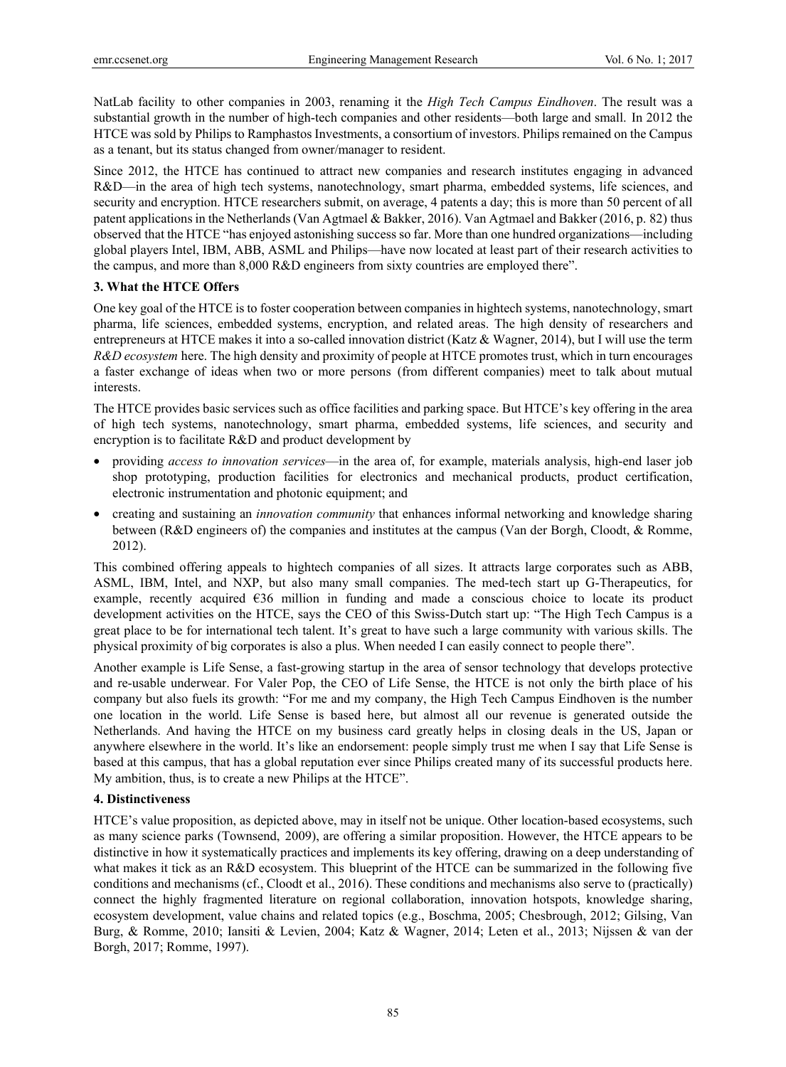NatLab facility to other companies in 2003, renaming it the *High Tech Campus Eindhoven*. The result was a substantial growth in the number of high-tech companies and other residents—both large and small. In 2012 the HTCE was sold by Philips to Ramphastos Investments, a consortium of investors. Philips remained on the Campus as a tenant, but its status changed from owner/manager to resident.

Since 2012, the HTCE has continued to attract new companies and research institutes engaging in advanced R&D—in the area of high tech systems, nanotechnology, smart pharma, embedded systems, life sciences, and security and encryption. HTCE researchers submit, on average, 4 patents a day; this is more than 50 percent of all patent applications in the Netherlands (Van Agtmael & Bakker, 2016). Van Agtmael and Bakker (2016, p. 82) thus observed that the HTCE "has enjoyed astonishing success so far. More than one hundred organizations—including global players Intel, IBM, ABB, ASML and Philips—have now located at least part of their research activities to the campus, and more than 8,000 R&D engineers from sixty countries are employed there".

### 3. What the HTCE Offers

One key goal of the HTCE is to foster cooperation between companies in hightech systems, nanotechnology, smart pharma, life sciences, embedded systems, encryption, and related areas. The high density of researchers and entrepreneurs at HTCE makes it into a so-called innovation district (Katz & Wagner, 2014), but I will use the term *R&D ecosystem* here. The high density and proximity of people at HTCE promotes trust, which in turn encourages a faster exchange of ideas when two or more persons (from different companies) meet to talk about mutual interests.

The HTCE provides basic services such as office facilities and parking space. But HTCE's key offering in the area of high tech systems, nanotechnology, smart pharma, embedded systems, life sciences, and security and encryption is to facilitate R&D and product development by

- providing *access to innovation services*—in the area of, for example, materials analysis, high-end laser job shop prototyping, production facilities for electronics and mechanical products, product certification, electronic instrumentation and photonic equipment; and
- creating and sustaining an *innovation community* that enhances informal networking and knowledge sharing between (R&D engineers of) the companies and institutes at the campus (Van der Borgh, Cloodt, & Romme, 2012).

This combined offering appeals to hightech companies of all sizes. It attracts large corporates such as ABB, ASML, IBM, Intel, and NXP, but also many small companies. The med-tech start up G-Therapeutics, for example, recently acquired €36 million in funding and made a conscious choice to locate its product development activities on the HTCE, says the CEO of this Swiss-Dutch start up: "The High Tech Campus is a great place to be for international tech talent. It's great to have such a large community with various skills. The physical proximity of big corporates is also a plus. When needed I can easily connect to people there".

Another example is Life Sense, a fast-growing startup in the area of sensor technology that develops protective and re-usable underwear. For Valer Pop, the CEO of Life Sense, the HTCE is not only the birth place of his company but also fuels its growth: "For me and my company, the High Tech Campus Eindhoven is the number one location in the world. Life Sense is based here, but almost all our revenue is generated outside the Netherlands. And having the HTCE on my business card greatly helps in closing deals in the US, Japan or anywhere elsewhere in the world. It's like an endorsement: people simply trust me when I say that Life Sense is based at this campus, that has a global reputation ever since Philips created many of its successful products here. My ambition, thus, is to create a new Philips at the HTCE".

### 4. Distinctiveness

HTCE's value proposition, as depicted above, may in itself not be unique. Other location-based ecosystems, such as many science parks (Townsend, 2009), are offering a similar proposition. However, the HTCE appears to be distinctive in how it systematically practices and implements its key offering, drawing on a deep understanding of what makes it tick as an R&D ecosystem. This blueprint of the HTCE can be summarized in the following five conditions and mechanisms (cf., Cloodt et al., 2016). These conditions and mechanisms also serve to (practically) connect the highly fragmented literature on regional collaboration, innovation hotspots, knowledge sharing, ecosystem development, value chains and related topics (e.g., Boschma, 2005; Chesbrough, 2012; Gilsing, Van Burg, & Romme, 2010; Iansiti & Levien, 2004; Katz & Wagner, 2014; Leten et al., 2013; Nijssen & van der Borgh, 2017; Romme, 1997).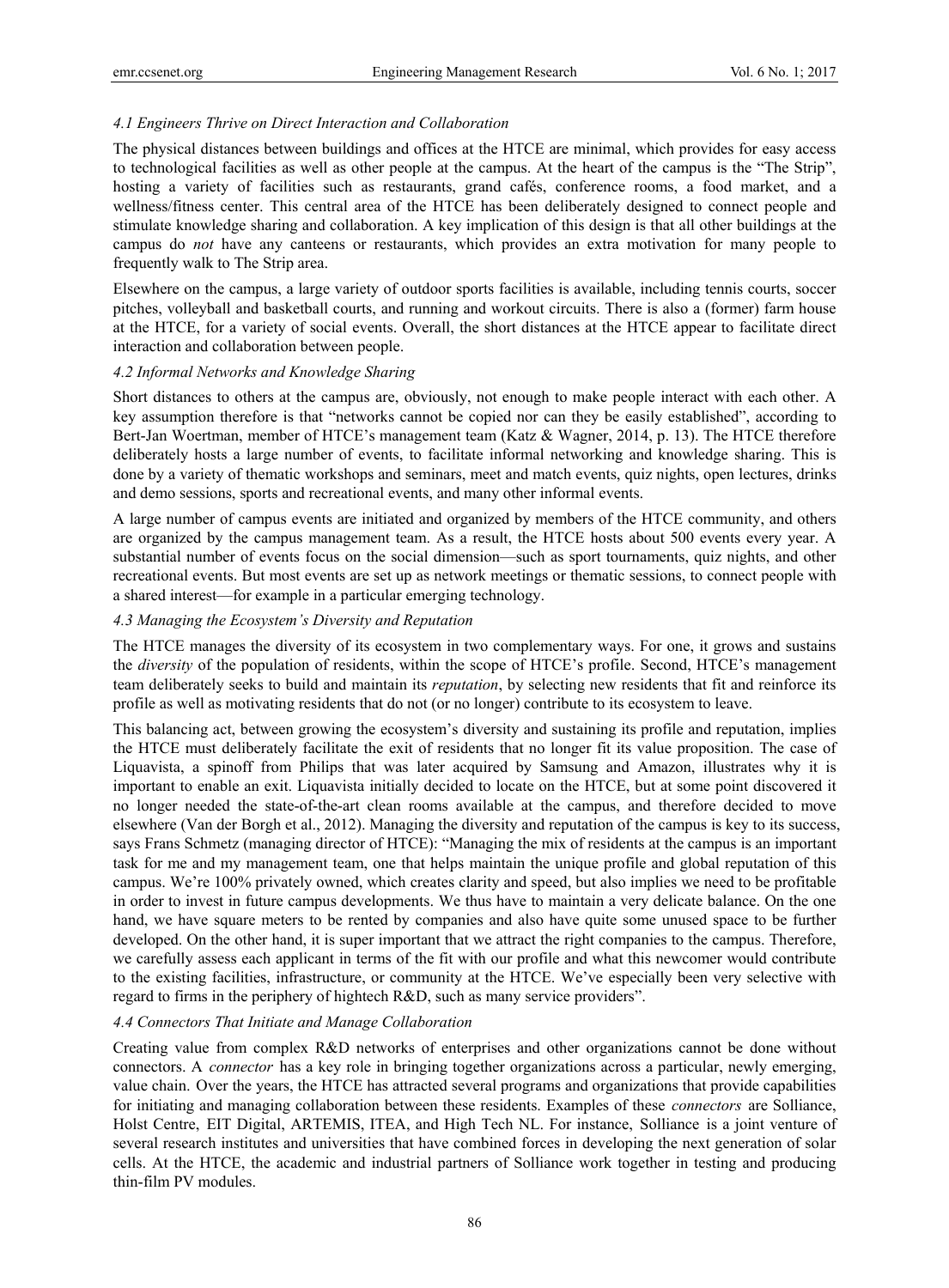### *4.1 Engineers Thrive on Direct Interaction and Collaboration*

The physical distances between buildings and offices at the HTCE are minimal, which provides for easy access to technological facilities as well as other people at the campus. At the heart of the campus is the "The Strip", hosting a variety of facilities such as restaurants, grand cafés, conference rooms, a food market, and a wellness/fitness center. This central area of the HTCE has been deliberately designed to connect people and stimulate knowledge sharing and collaboration. A key implication of this design is that all other buildings at the campus do *not* have any canteens or restaurants, which provides an extra motivation for many people to frequently walk to The Strip area.

Elsewhere on the campus, a large variety of outdoor sports facilities is available, including tennis courts, soccer pitches, volleyball and basketball courts, and running and workout circuits. There is also a (former) farm house at the HTCE, for a variety of social events. Overall, the short distances at the HTCE appear to facilitate direct interaction and collaboration between people.

### *4.2 Informal Networks and Knowledge Sharing*

Short distances to others at the campus are, obviously, not enough to make people interact with each other. A key assumption therefore is that "networks cannot be copied nor can they be easily established", according to Bert-Jan Woertman, member of HTCE's management team (Katz & Wagner, 2014, p. 13). The HTCE therefore deliberately hosts a large number of events, to facilitate informal networking and knowledge sharing. This is done by a variety of thematic workshops and seminars, meet and match events, quiz nights, open lectures, drinks and demo sessions, sports and recreational events, and many other informal events.

A large number of campus events are initiated and organized by members of the HTCE community, and others are organized by the campus management team. As a result, the HTCE hosts about 500 events every year. A substantial number of events focus on the social dimension—such as sport tournaments, quiz nights, and other recreational events. But most events are set up as network meetings or thematic sessions, to connect people with a shared interest—for example in a particular emerging technology.

### *4.3 Managing the Ecosystem's Diversity and Reputation*

The HTCE manages the diversity of its ecosystem in two complementary ways. For one, it grows and sustains the *diversity* of the population of residents, within the scope of HTCE's profile. Second, HTCE's management team deliberately seeks to build and maintain its *reputation*, by selecting new residents that fit and reinforce its profile as well as motivating residents that do not (or no longer) contribute to its ecosystem to leave.

This balancing act, between growing the ecosystem's diversity and sustaining its profile and reputation, implies the HTCE must deliberately facilitate the exit of residents that no longer fit its value proposition. The case of Liquavista, a spinoff from Philips that was later acquired by Samsung and Amazon, illustrates why it is important to enable an exit. Liquavista initially decided to locate on the HTCE, but at some point discovered it no longer needed the state-of-the-art clean rooms available at the campus, and therefore decided to move elsewhere (Van der Borgh et al., 2012). Managing the diversity and reputation of the campus is key to its success, says Frans Schmetz (managing director of HTCE): "Managing the mix of residents at the campus is an important task for me and my management team, one that helps maintain the unique profile and global reputation of this campus. We're 100% privately owned, which creates clarity and speed, but also implies we need to be profitable in order to invest in future campus developments. We thus have to maintain a very delicate balance. On the one hand, we have square meters to be rented by companies and also have quite some unused space to be further developed. On the other hand, it is super important that we attract the right companies to the campus. Therefore, we carefully assess each applicant in terms of the fit with our profile and what this newcomer would contribute to the existing facilities, infrastructure, or community at the HTCE. We've especially been very selective with regard to firms in the periphery of hightech R&D, such as many service providers".

### *4.4 Connectors That Initiate and Manage Collaboration*

Creating value from complex R&D networks of enterprises and other organizations cannot be done without connectors. A *connector* has a key role in bringing together organizations across a particular, newly emerging, value chain. Over the years, the HTCE has attracted several programs and organizations that provide capabilities for initiating and managing collaboration between these residents. Examples of these *connectors* are Solliance, Holst Centre, EIT Digital, ARTEMIS, ITEA, and High Tech NL. For instance, Solliance is a joint venture of several research institutes and universities that have combined forces in developing the next generation of solar cells. At the HTCE, the academic and industrial partners of Solliance work together in testing and producing thin-film PV modules.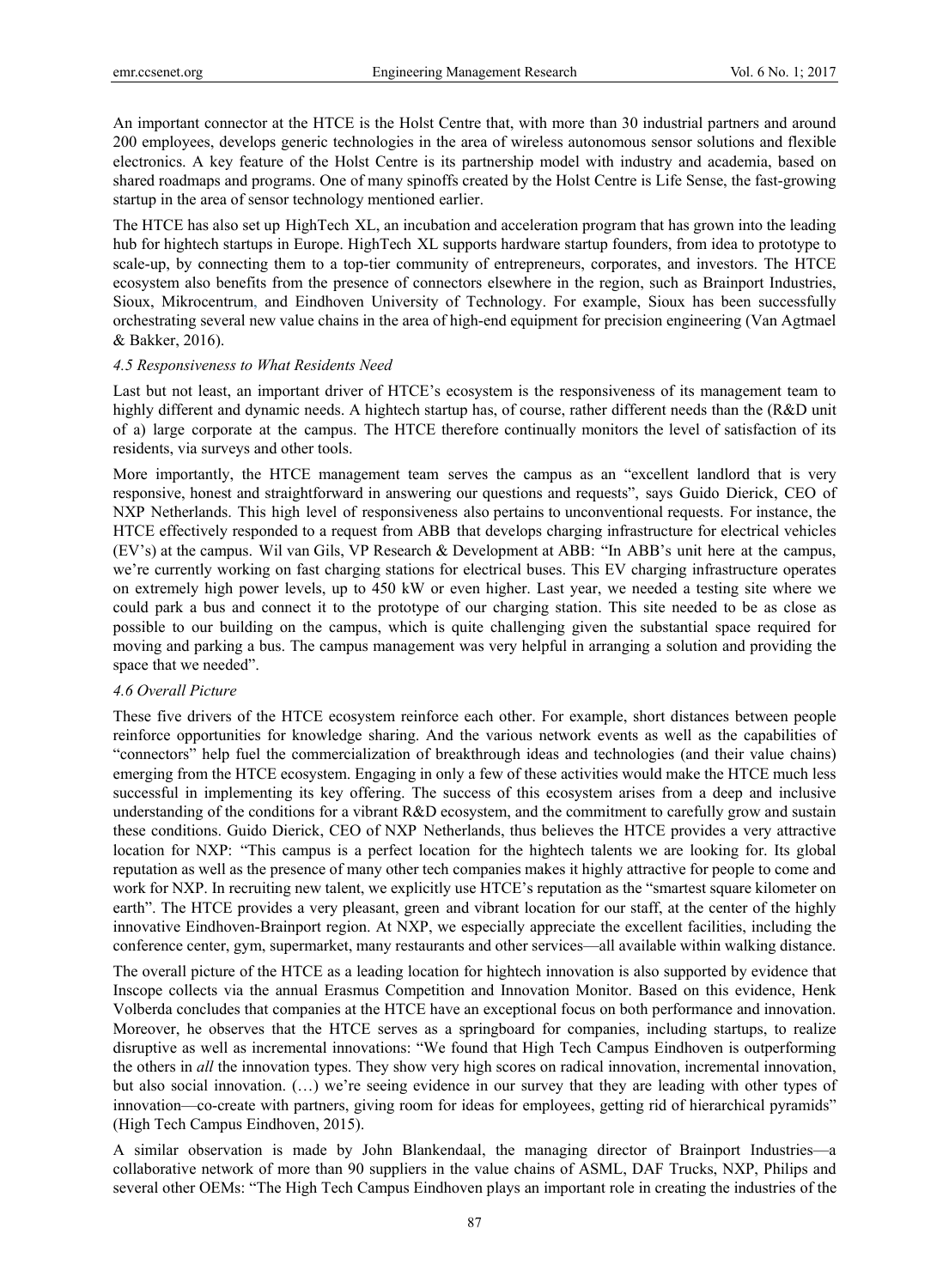An important connector at the HTCE is the Holst Centre that, with more than 30 industrial partners and around 200 employees, develops generic technologies in the area of wireless autonomous sensor solutions and flexible electronics. A key feature of the Holst Centre is its partnership model with industry and academia, based on shared roadmaps and programs. One of many spinoffs created by the Holst Centre is Life Sense, the fast-growing startup in the area of sensor technology mentioned earlier.

The HTCE has also set up HighTech XL, an incubation and acceleration program that has grown into the leading hub for hightech startups in Europe. HighTech XL supports hardware startup founders, from idea to prototype to scale-up, by connecting them to a top-tier community of entrepreneurs, corporates, and investors. The HTCE ecosystem also benefits from the presence of connectors elsewhere in the region, such as Brainport Industries, Sioux, Mikrocentrum, and Eindhoven University of Technology. For example, Sioux has been successfully orchestrating several new value chains in the area of high-end equipment for precision engineering (Van Agtmael & Bakker, 2016).

### *4.5 Responsiveness to What Residents Need*

Last but not least, an important driver of HTCE's ecosystem is the responsiveness of its management team to highly different and dynamic needs. A hightech startup has, of course, rather different needs than the (R&D unit of a) large corporate at the campus. The HTCE therefore continually monitors the level of satisfaction of its residents, via surveys and other tools.

More importantly, the HTCE management team serves the campus as an "excellent landlord that is very responsive, honest and straightforward in answering our questions and requests", says Guido Dierick, CEO of NXP Netherlands. This high level of responsiveness also pertains to unconventional requests. For instance, the HTCE effectively responded to a request from ABB that develops charging infrastructure for electrical vehicles (EV's) at the campus. Wil van Gils, VP Research & Development at ABB: "In ABB's unit here at the campus, we're currently working on fast charging stations for electrical buses. This EV charging infrastructure operates on extremely high power levels, up to 450 kW or even higher. Last year, we needed a testing site where we could park a bus and connect it to the prototype of our charging station. This site needed to be as close as possible to our building on the campus, which is quite challenging given the substantial space required for moving and parking a bus. The campus management was very helpful in arranging a solution and providing the space that we needed".

### *4.6 Overall Picture*

These five drivers of the HTCE ecosystem reinforce each other. For example, short distances between people reinforce opportunities for knowledge sharing. And the various network events as well as the capabilities of "connectors" help fuel the commercialization of breakthrough ideas and technologies (and their value chains) emerging from the HTCE ecosystem. Engaging in only a few of these activities would make the HTCE much less successful in implementing its key offering. The success of this ecosystem arises from a deep and inclusive understanding of the conditions for a vibrant R&D ecosystem, and the commitment to carefully grow and sustain these conditions. Guido Dierick, CEO of NXP Netherlands, thus believes the HTCE provides a very attractive location for NXP: "This campus is a perfect location for the hightech talents we are looking for. Its global reputation as well as the presence of many other tech companies makes it highly attractive for people to come and work for NXP. In recruiting new talent, we explicitly use HTCE's reputation as the "smartest square kilometer on earth". The HTCE provides a very pleasant, green and vibrant location for our staff, at the center of the highly innovative Eindhoven-Brainport region. At NXP, we especially appreciate the excellent facilities, including the conference center, gym, supermarket, many restaurants and other services—all available within walking distance.

The overall picture of the HTCE as a leading location for hightech innovation is also supported by evidence that Inscope collects via the annual Erasmus Competition and Innovation Monitor. Based on this evidence, Henk Volberda concludes that companies at the HTCE have an exceptional focus on both performance and innovation. Moreover, he observes that the HTCE serves as a springboard for companies, including startups, to realize disruptive as well as incremental innovations: "We found that High Tech Campus Eindhoven is outperforming the others in *all* the innovation types. They show very high scores on radical innovation, incremental innovation, but also social innovation. (…) we're seeing evidence in our survey that they are leading with other types of innovation—co-create with partners, giving room for ideas for employees, getting rid of hierarchical pyramids" (High Tech Campus Eindhoven, 2015).

A similar observation is made by John Blankendaal, the managing director of Brainport Industries—a collaborative network of more than 90 suppliers in the value chains of ASML, DAF Trucks, NXP, Philips and several other OEMs: "The High Tech Campus Eindhoven plays an important role in creating the industries of the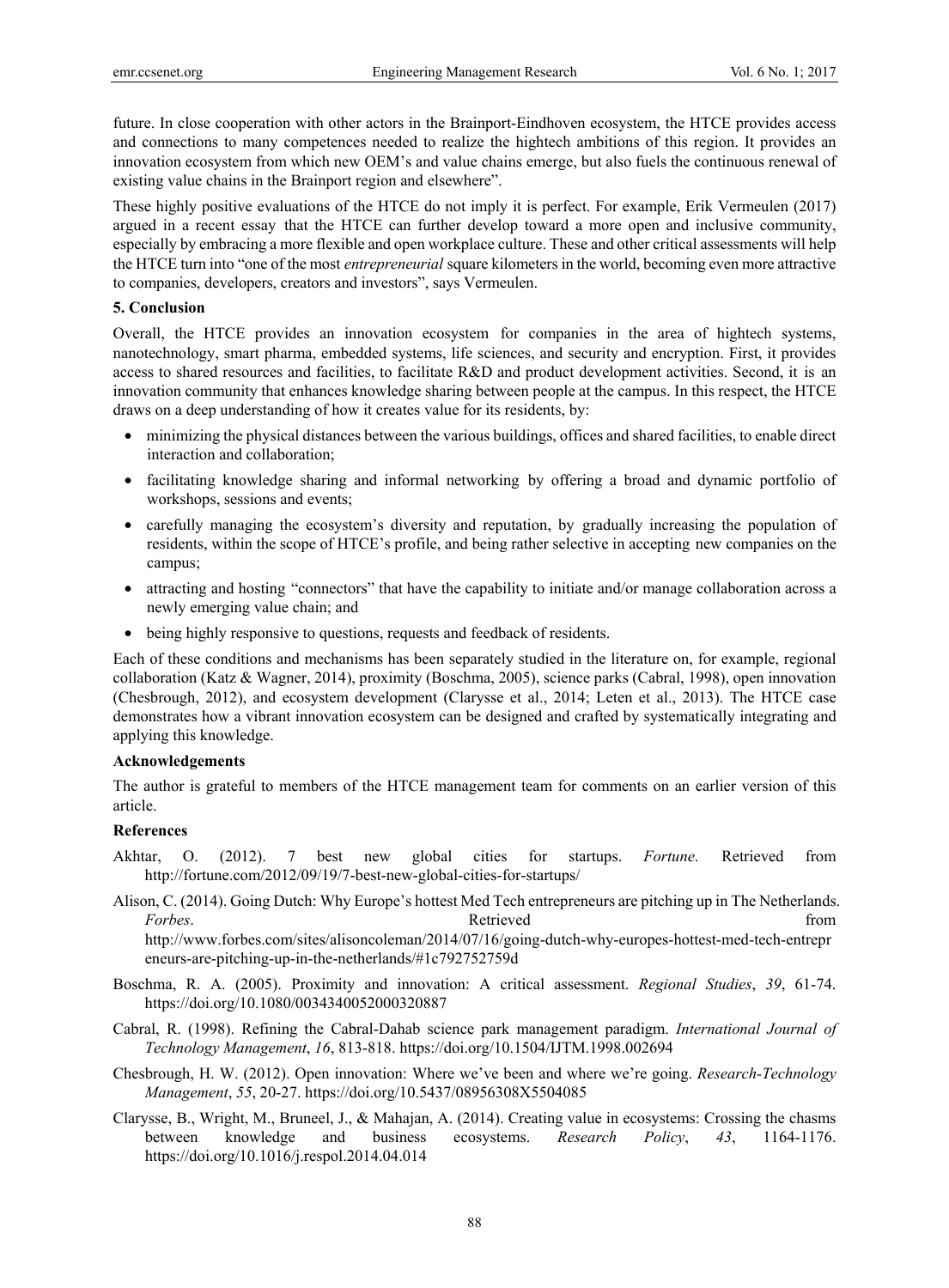future. In close cooperation with other actors in the Brainport-Eindhoven ecosystem, the HTCE provides access and connections to many competences needed to realize the hightech ambitions of this region. It provides an innovation ecosystem from which new OEM's and value chains emerge, but also fuels the continuous renewal of existing value chains in the Brainport region and elsewhere".

These highly positive evaluations of the HTCE do not imply it is perfect. For example, Erik Vermeulen (2017) argued in a recent essay that the HTCE can further develop toward a more open and inclusive community, especially by embracing a more flexible and open workplace culture. These and other critical assessments will help the HTCE turn into "one of the most *entrepreneurial* square kilometers in the world, becoming even more attractive to companies, developers, creators and investors", says Vermeulen.

## 5. Conclusion

Overall, the HTCE provides an innovation ecosystem for companies in the area of hightech systems, nanotechnology, smart pharma, embedded systems, life sciences, and security and encryption. First, it provides access to shared resources and facilities, to facilitate R&D and product development activities. Second, it is an innovation community that enhances knowledge sharing between people at the campus. In this respect, the HTCE draws on a deep understanding of how it creates value for its residents, by:

- minimizing the physical distances between the various buildings, offices and shared facilities, to enable direct interaction and collaboration;
- facilitating knowledge sharing and informal networking by offering a broad and dynamic portfolio of workshops, sessions and events;
- carefully managing the ecosystem's diversity and reputation, by gradually increasing the population of residents, within the scope of HTCE's profile, and being rather selective in accepting new companies on the campus;
- attracting and hosting "connectors" that have the capability to initiate and/or manage collaboration across a newly emerging value chain; and
- being highly responsive to questions, requests and feedback of residents.

Each of these conditions and mechanisms has been separately studied in the literature on, for example, regional collaboration (Katz & Wagner, 2014), proximity (Boschma, 2005), science parks (Cabral, 1998), open innovation (Chesbrough, 2012), and ecosystem development (Clarysse et al., 2014; Leten et al., 2013). The HTCE case demonstrates how a vibrant innovation ecosystem can be designed and crafted by systematically integrating and applying this knowledge.

## Acknowledgements

The author is grateful to members of the HTCE management team for comments on an earlier version of this article.

## References

Akhtar, O. (2012). 7 best new global cities for startups. *Fortune*. Retrieved from http://fortune.com/2012/09/19/7-best-new-global-cities-for-startups/

Alison, C. (2014). Going Dutch: Why Europe's hottest Med Tech entrepreneurs are pitching up in The Netherlands. *Forbes*. Retrieved from http://www.forbes.com/sites/alisoncoleman/2014/07/16/going-dutch-why-europes-hottest-med-tech-entrepreneurs-are-pitching-up-in-the-netherlands/#1c792752759d

Boschma, R. A. (2005). Proximity and innovation: A critical assessment. *Regional Studies*, *39*, 61-74. https://doi.org/10.1080/0034340052000320887

Cabral, R. (1998). Refining the Cabral-Dahab science park management paradigm. *International Journal of Technology Management*, *16*, 813-818. https://doi.org/10.1504/IJTM.1998.002694

Chesbrough, H. W. (2012). Open innovation: Where we've been and where we're going. *Research-Technology Management*, *55*, 20-27. https://doi.org/10.5437/08956308X5504085

Clarysse, B., Wright, M., Bruneel, J., & Mahajan, A. (2014). Creating value in ecosystems: Crossing the chasms between knowledge and business ecosystems. *Research Policy*, *43*, 1164-1176. https://doi.org/10.1016/j.respol.2014.04.014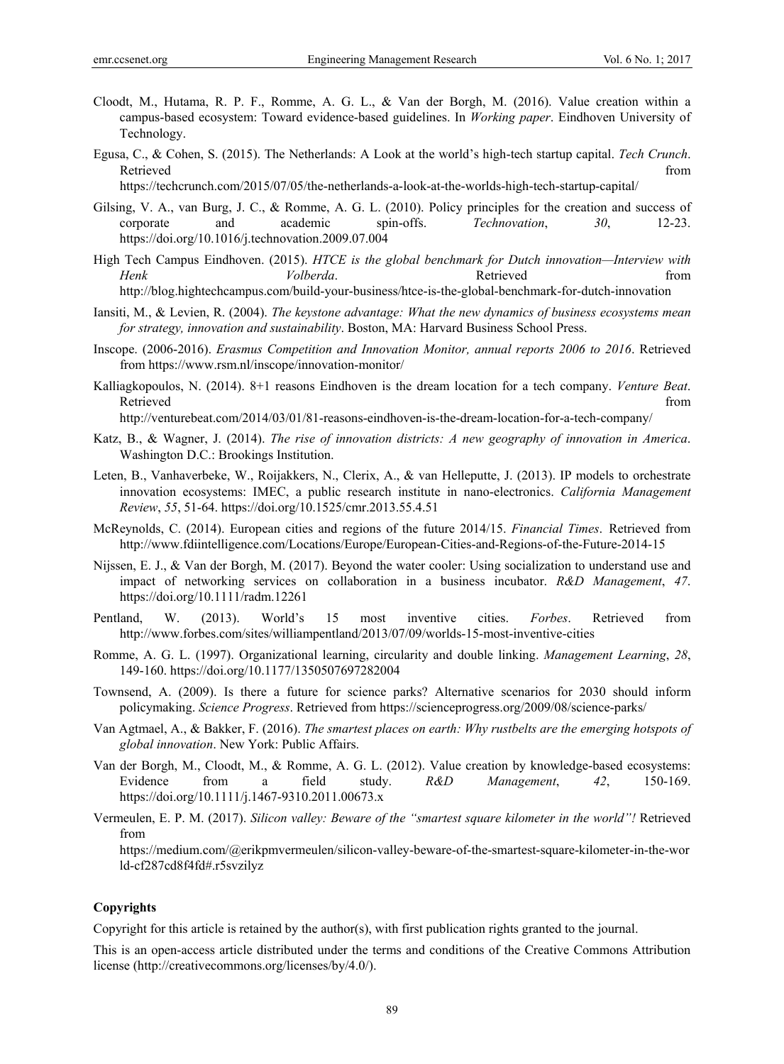Cloodt, M., Hutama, R. P. F., Romme, A. G. L., & Van der Borgh, M. (2016). Value creation within a campus-based ecosystem: Toward evidence-based guidelines. In *Working paper*. Eindhoven University of Technology.

Egusa, C., & Cohen, S. (2015). The Netherlands: A Look at the world's high-tech startup capital. *Tech Crunch*. Retrieved from https://techcrunch.com/2015/07/05/the-netherlands-a-look-at-the-worlds-high-tech-startup-capital/

Gilsing, V. A., van Burg, J. C., & Romme, A. G. L. (2010). Policy principles for the creation and success of corporate and academic spin-offs. *Technovation*, *30*, 12-23. https://doi.org/10.1016/j.technovation.2009.07.004

High Tech Campus Eindhoven. (2015). *HTCE is the global benchmark for Dutch innovation—Interview with Henk Volberda*. Retrieved from http://blog.hightechcampus.com/build-your-business/htce-is-the-global-benchmark-for-dutch-innovation

Iansiti, M., & Levien, R. (2004). *The keystone advantage: What the new dynamics of business ecosystems mean for strategy, innovation and sustainability*. Boston, MA: Harvard Business School Press.

Inscope. (2006-2016). *Erasmus Competition and Innovation Monitor, annual reports 2006 to 2016*. Retrieved from https://www.rsm.nl/inscope/innovation-monitor/

Kalliagkopoulos, N. (2014). 8+1 reasons Eindhoven is the dream location for a tech company. *Venture Beat*. Retrieved from http://venturebeat.com/2014/03/01/81-reasons-eindhoven-is-the-dream-location-for-a-tech-company/

Katz, B., & Wagner, J. (2014). *The rise of innovation districts: A new geography of innovation in America*. Washington D.C.: Brookings Institution.

Leten, B., Vanhaverbeke, W., Roijakkers, N., Clerix, A., & van Helleputte, J. (2013). IP models to orchestrate innovation ecosystems: IMEC, a public research institute in nano-electronics. *California Management Review*, *55*, 51-64. https://doi.org/10.1525/cmr.2013.55.4.51

McReynolds, C. (2014). European cities and regions of the future 2014/15. *Financial Times*. Retrieved from http://www.fdiintelligence.com/Locations/Europe/European-Cities-and-Regions-of-the-Future-2014-15

Nijssen, E. J., & Van der Borgh, M. (2017). Beyond the water cooler: Using socialization to understand use and impact of networking services on collaboration in a business incubator. *R&D Management*, *47*. https://doi.org/10.1111/radm.12261

Pentland, W. (2013). World's 15 most inventive cities. *Forbes*. Retrieved from http://www.forbes.com/sites/williampentland/2013/07/09/worlds-15-most-inventive-cities

Romme, A. G. L. (1997). Organizational learning, circularity and double linking. *Management Learning*, *28*, 149-160. https://doi.org/10.1177/1350507697282004

Townsend, A. (2009). Is there a future for science parks? Alternative scenarios for 2030 should inform policymaking. *Science Progress*. Retrieved from https://scienceprogress.org/2009/08/science-parks/

Van Agtmael, A., & Bakker, F. (2016). *The smartest places on earth: Why rustbelts are the emerging hotspots of global innovation*. New York: Public Affairs.

Van der Borgh, M., Cloodt, M., & Romme, A. G. L. (2012). Value creation by knowledge-based ecosystems: Evidence from a field study. *R&D Management*, *42*, 150-169. https://doi.org/10.1111/j.1467-9310.2011.00673.x

Vermeulen, E. P. M. (2017). *Silicon valley: Beware of the "smartest square kilometer in the world"!* Retrieved from https://medium.com/@erikpmvermeulen/silicon-valley-beware-of-the-smartest-square-kilometer-in-the-world-cf287cd8f4fd#.r5svzilyz

**Copyrights**

Copyright for this article is retained by the author(s), with first publication rights granted to the journal.

This is an open-access article distributed under the terms and conditions of the Creative Commons Attribution license (http://creativecommons.org/licenses/by/4.0/).